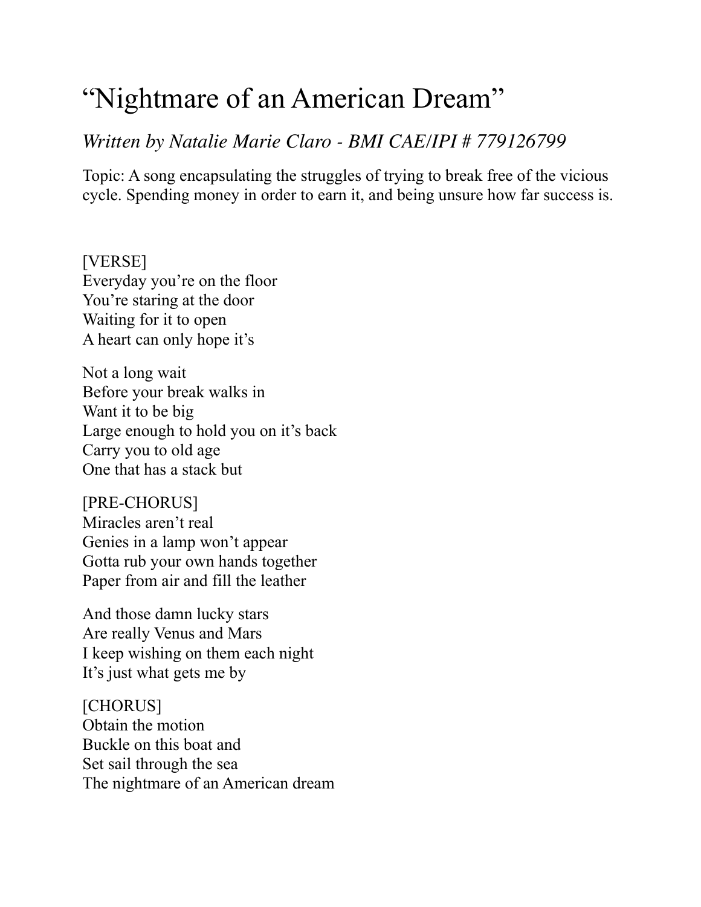# "Nightmare of an American Dream"

*Written by Natalie Marie Claro - BMI CAE/IPI # 779126799*

Topic: A song encapsulating the struggles of trying to break free of the vicious cycle. Spending money in order to earn it, and being unsure how far success is.

[VERSE]
Everyday you're on the floor
You're staring at the door
Waiting for it to open
A heart can only hope it's

Not a long wait
Before your break walks in
Want it to be big
Large enough to hold you on it's back
Carry you to old age
One that has a stack but

[PRE-CHORUS]
Miracles aren't real
Genies in a lamp won't appear
Gotta rub your own hands together
Paper from air and fill the leather

And those damn lucky stars
Are really Venus and Mars
I keep wishing on them each night
It's just what gets me by

[CHORUS]
Obtain the motion
Buckle on this boat and
Set sail through the sea
The nightmare of an American dream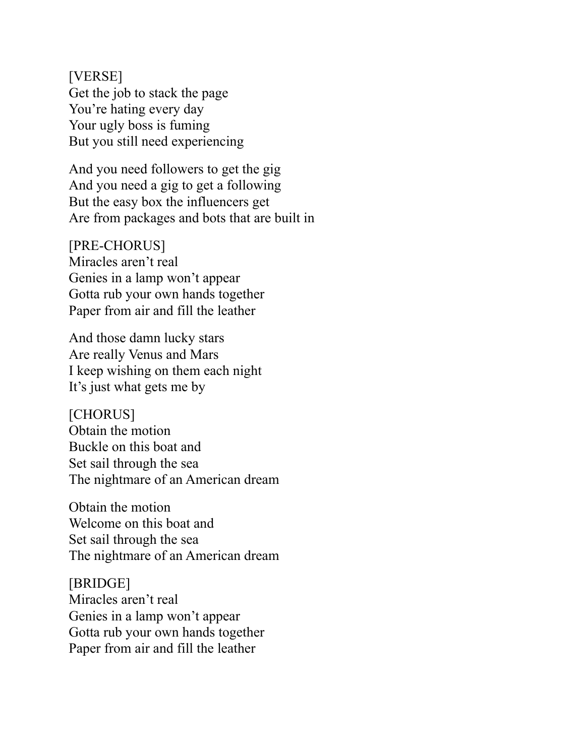[VERSE]
Get the job to stack the page
You're hating every day
Your ugly boss is fuming
But you still need experiencing

And you need followers to get the gig
And you need a gig to get a following
But the easy box the influencers get
Are from packages and bots that are built in

[PRE-CHORUS]
Miracles aren't real
Genies in a lamp won't appear
Gotta rub your own hands together
Paper from air and fill the leather

And those damn lucky stars
Are really Venus and Mars
I keep wishing on them each night
It's just what gets me by

[CHORUS]
Obtain the motion
Buckle on this boat and
Set sail through the sea
The nightmare of an American dream

Obtain the motion
Welcome on this boat and
Set sail through the sea
The nightmare of an American dream

[BRIDGE]
Miracles aren't real
Genies in a lamp won't appear
Gotta rub your own hands together
Paper from air and fill the leather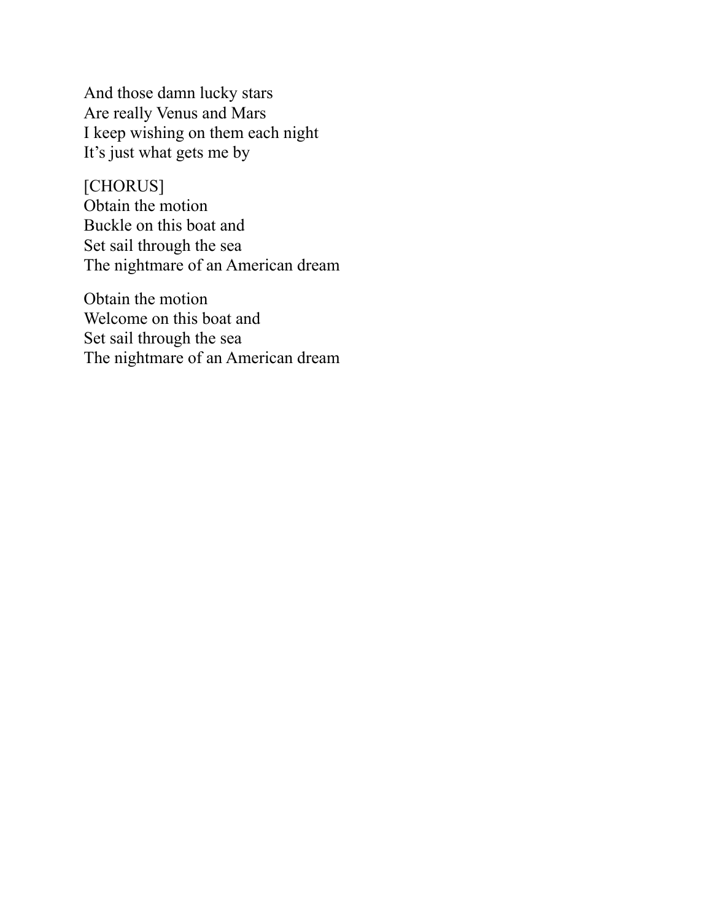And those damn lucky stars
Are really Venus and Mars
I keep wishing on them each night
It's just what gets me by

[CHORUS]
Obtain the motion
Buckle on this boat and
Set sail through the sea
The nightmare of an American dream

Obtain the motion
Welcome on this boat and
Set sail through the sea
The nightmare of an American dream